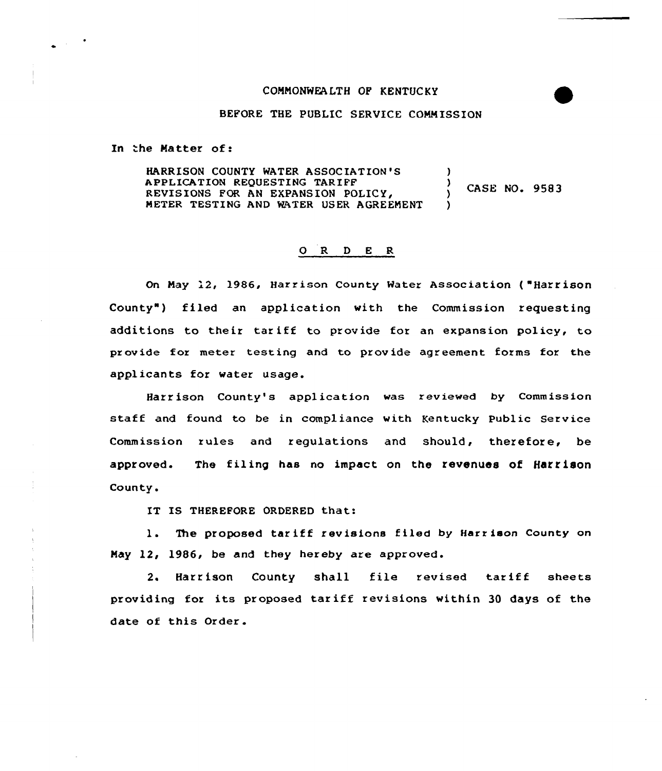COMMONWEALTH OF KENTUCKY

BEFORE THE PUBLIC SERVICE COMMISSION

In the Matter of:

HARRISON COUNTY WATER ASSOCIATION'S APPLICATION REQUESTING TARIFF REVISIONS FOR AN EXPANSION POLICY, METER TESTING AND WATER USER AGREEMENT ) CASE NO. 9583

## O R D E R

On May 12, 1986, Harrison County Water Association ("Harrison County") filed an application with the Commission requesting additions to their tariff to provide for an expansion policy, to provide for meter testing and to provide agreement forms for the applicants for water usage.

Harrison County's application was reviewed by Commission staff and found to be in compliance with Kentucky Public Service Commission rules and regulations and should, therefore, be approved. The filing has no impact on the revenues of Harrison County.

IT IS THEREFORE ORDERED that:

1. The proposed tariff revisions filed by Harrison County on May 12, 1986, be and they hereby are approved.

2. Harrison County shall file revised tariff sheets providing for its proposed tariff revisions within 30 days of the date of this Order.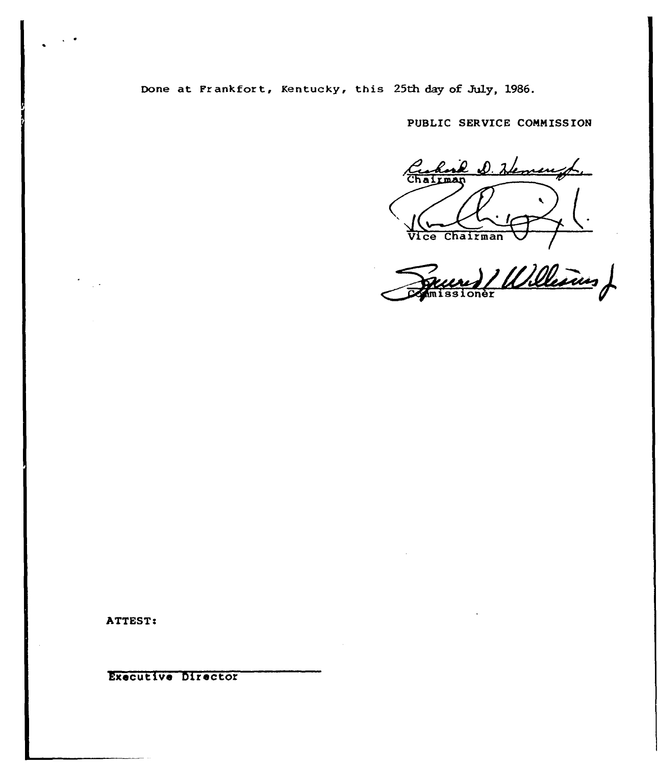Done at Frankfort, Kentucky, this 25th day of July, 1986.

PUBLIC SERVICE COMMISSION

Chairman

Vice Chairman

Commissioner

ATTEST:

Executive Director